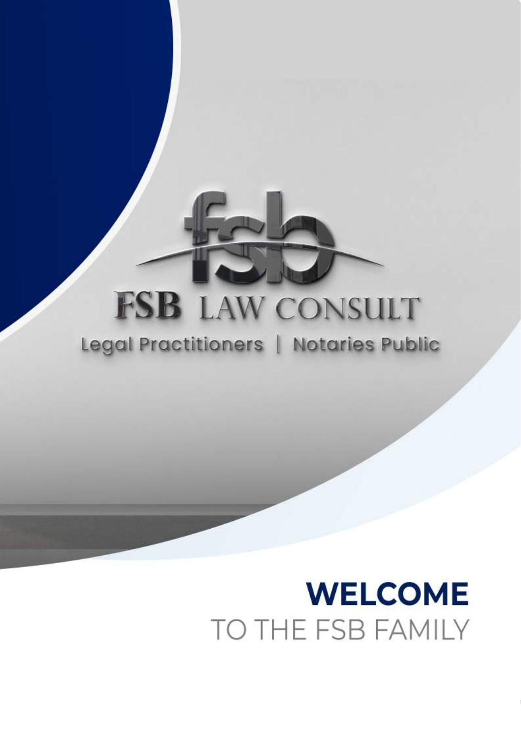FSB LAW CONSULT

Legal Practitioners | Notaries Public

# WELCOME
TO THE FSB FAMILY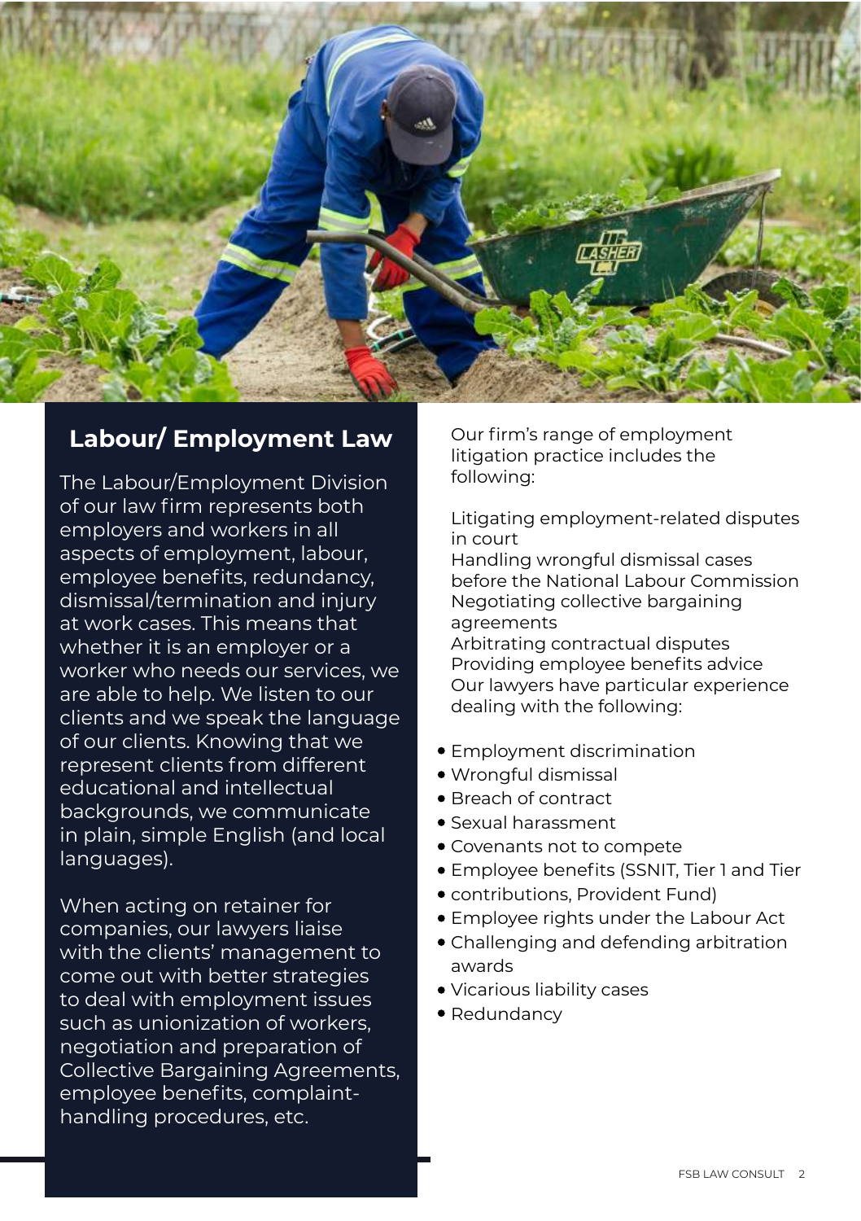## Labour/ Employment Law

The Labour/Employment Division of our law firm represents both employers and workers in all aspects of employment, labour, employee benefits, redundancy, dismissal/termination and injury at work cases. This means that whether it is an employer or a worker who needs our services, we are able to help. We listen to our clients and we speak the language of our clients. Knowing that we represent clients from different educational and intellectual backgrounds, we communicate in plain, simple English (and local languages).

When acting on retainer for companies, our lawyers liaise with the clients' management to come out with better strategies to deal with employment issues such as unionization of workers, negotiation and preparation of Collective Bargaining Agreements, employee benefits, complaint-handling procedures, etc.

Our firm's range of employment litigation practice includes the following:

Litigating employment-related disputes in court
Handling wrongful dismissal cases before the National Labour Commission
Negotiating collective bargaining agreements
Arbitrating contractual disputes
Providing employee benefits advice
Our lawyers have particular experience dealing with the following:

- Employment discrimination
- Wrongful dismissal
- Breach of contract
- Sexual harassment
- Covenants not to compete
- Employee benefits (SSNIT, Tier 1 and Tier
- contributions, Provident Fund)
- Employee rights under the Labour Act
- Challenging and defending arbitration awards
- Vicarious liability cases
- Redundancy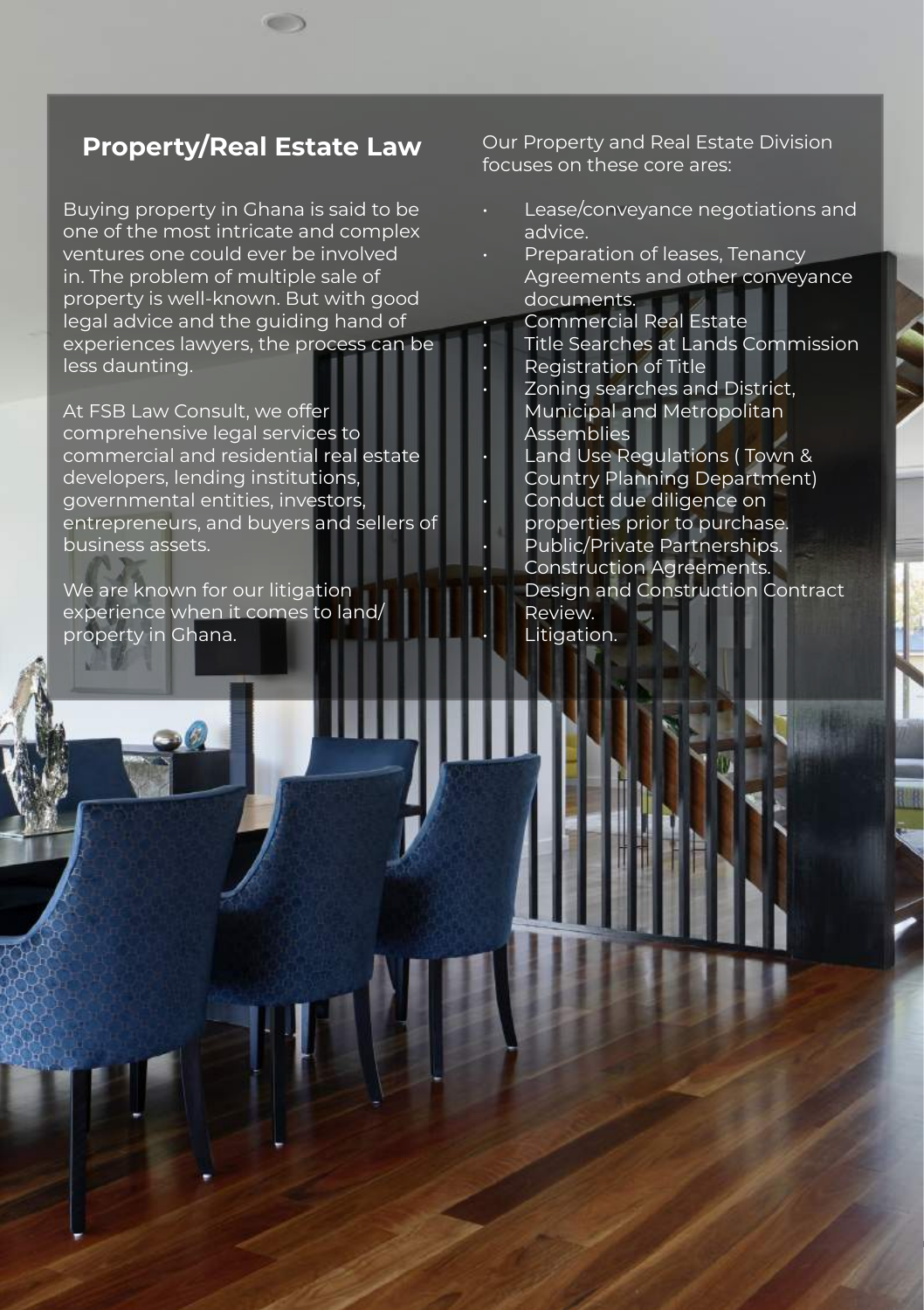## Property/Real Estate Law

Buying property in Ghana is said to be one of the most intricate and complex ventures one could ever be involved in. The problem of multiple sale of property is well-known. But with good legal advice and the guiding hand of experiences lawyers, the process can be less daunting.

At FSB Law Consult, we offer comprehensive legal services to commercial and residential real estate developers, lending institutions, governmental entities, investors, entrepreneurs, and buyers and sellers of business assets.

We are known for our litigation experience when it comes to land/ property in Ghana.

Our Property and Real Estate Division focuses on these core ares:

- Lease/conveyance negotiations and advice.
- Preparation of leases, Tenancy Agreements and other conveyance documents.
- Commercial Real Estate
- Title Searches at Lands Commission
- Registration of Title
- Zoning searches and District, Municipal and Metropolitan Assemblies
- Land Use Regulations ( Town & Country Planning Department)
- Conduct due diligence on properties prior to purchase.
- Public/Private Partnerships.
- Construction Agreements.
- Design and Construction Contract Review.
- Litigation.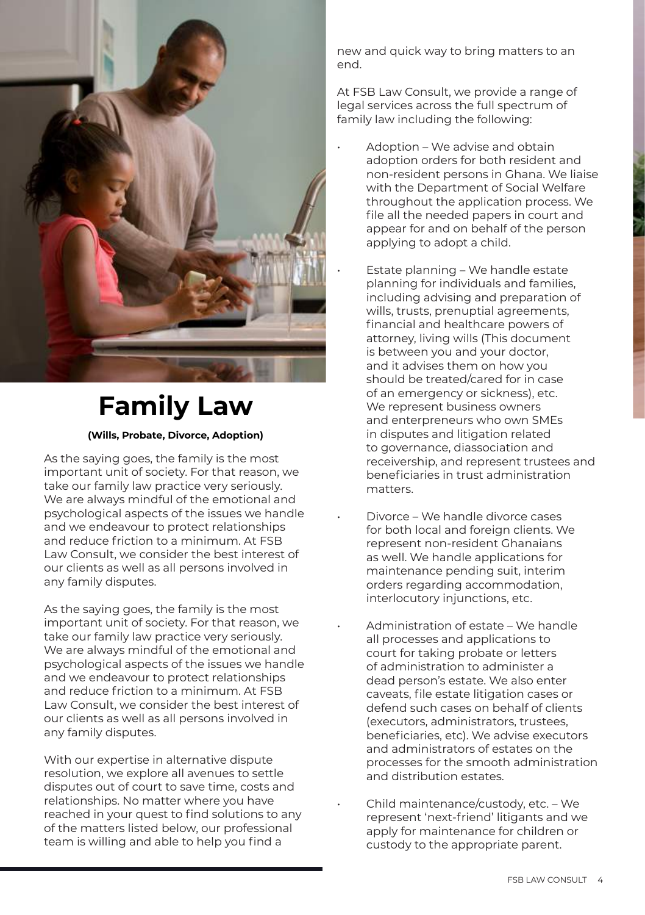# Family Law

**(Wills, Probate, Divorce, Adoption)**

As the saying goes, the family is the most important unit of society. For that reason, we take our family law practice very seriously. We are always mindful of the emotional and psychological aspects of the issues we handle and we endeavour to protect relationships and reduce friction to a minimum. At FSB Law Consult, we consider the best interest of our clients as well as all persons involved in any family disputes.

As the saying goes, the family is the most important unit of society. For that reason, we take our family law practice very seriously. We are always mindful of the emotional and psychological aspects of the issues we handle and we endeavour to protect relationships and reduce friction to a minimum. At FSB Law Consult, we consider the best interest of our clients as well as all persons involved in any family disputes.

With our expertise in alternative dispute resolution, we explore all avenues to settle disputes out of court to save time, costs and relationships. No matter where you have reached in your quest to find solutions to any of the matters listed below, our professional team is willing and able to help you find a new and quick way to bring matters to an end.

At FSB Law Consult, we provide a range of legal services across the full spectrum of family law including the following:

- Adoption – We advise and obtain adoption orders for both resident and non-resident persons in Ghana. We liaise with the Department of Social Welfare throughout the application process. We file all the needed papers in court and appear for and on behalf of the person applying to adopt a child.
- Estate planning – We handle estate planning for individuals and families, including advising and preparation of wills, trusts, prenuptial agreements, financial and healthcare powers of attorney, living wills (This document is between you and your doctor, and it advises them on how you should be treated/cared for in case of an emergency or sickness), etc. We represent business owners and enterpreneurs who own SMEs in disputes and litigation related to governance, diassociation and receivership, and represent trustees and beneficiaries in trust administration matters.
- Divorce – We handle divorce cases for both local and foreign clients. We represent non-resident Ghanaians as well. We handle applications for maintenance pending suit, interim orders regarding accommodation, interlocutory injunctions, etc.
- Administration of estate – We handle all processes and applications to court for taking probate or letters of administration to administer a dead person's estate. We also enter caveats, file estate litigation cases or defend such cases on behalf of clients (executors, administrators, trustees, beneficiaries, etc). We advise executors and administrators of estates on the processes for the smooth administration and distribution estates.
- Child maintenance/custody, etc. – We represent 'next-friend' litigants and we apply for maintenance for children or custody to the appropriate parent.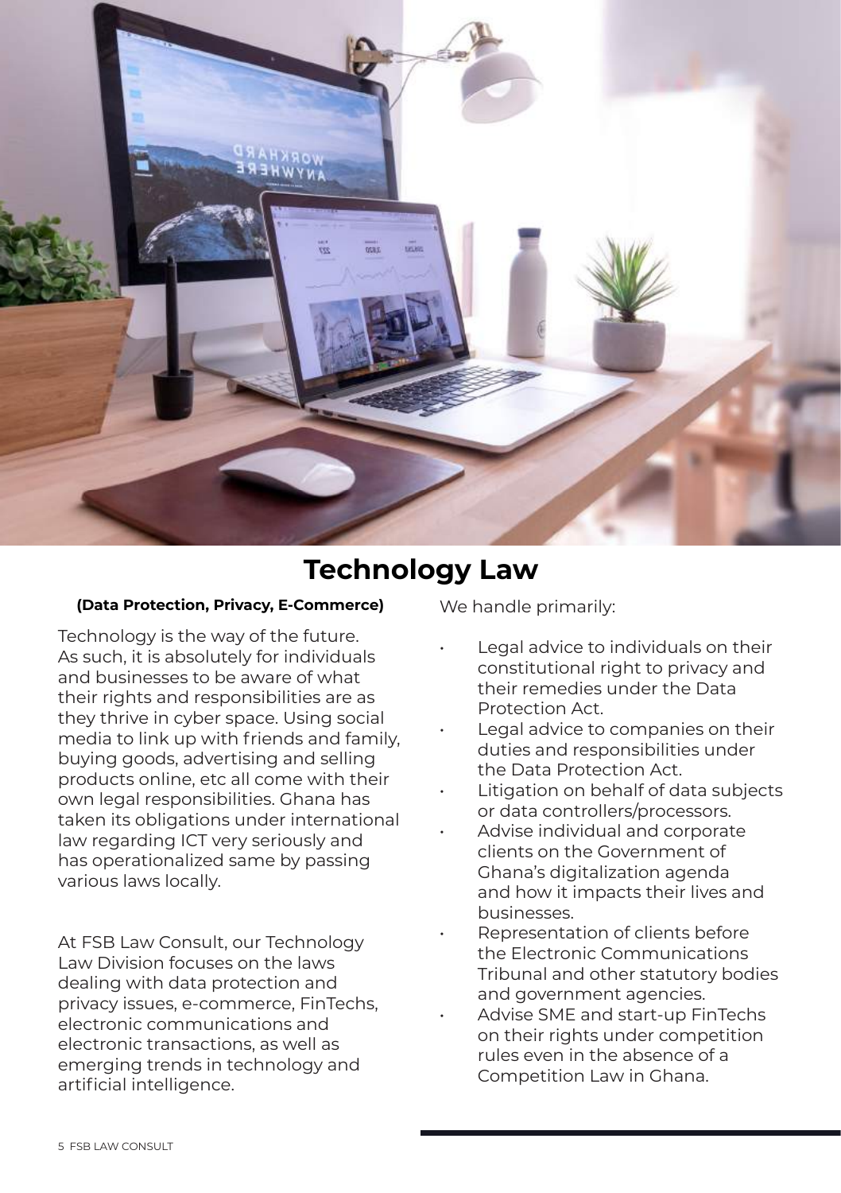# Technology Law

**(Data Protection, Privacy, E-Commerce)**

Technology is the way of the future. As such, it is absolutely for individuals and businesses to be aware of what their rights and responsibilities are as they thrive in cyber space. Using social media to link up with friends and family, buying goods, advertising and selling products online, etc all come with their own legal responsibilities. Ghana has taken its obligations under international law regarding ICT very seriously and has operationalized same by passing various laws locally.

At FSB Law Consult, our Technology Law Division focuses on the laws dealing with data protection and privacy issues, e-commerce, FinTechs, electronic communications and electronic transactions, as well as emerging trends in technology and artificial intelligence.

We handle primarily:

- Legal advice to individuals on their constitutional right to privacy and their remedies under the Data Protection Act.
- Legal advice to companies on their duties and responsibilities under the Data Protection Act.
- Litigation on behalf of data subjects or data controllers/processors.
- Advise individual and corporate clients on the Government of Ghana's digitalization agenda and how it impacts their lives and businesses.
- Representation of clients before the Electronic Communications Tribunal and other statutory bodies and government agencies.
- Advise SME and start-up FinTechs on their rights under competition rules even in the absence of a Competition Law in Ghana.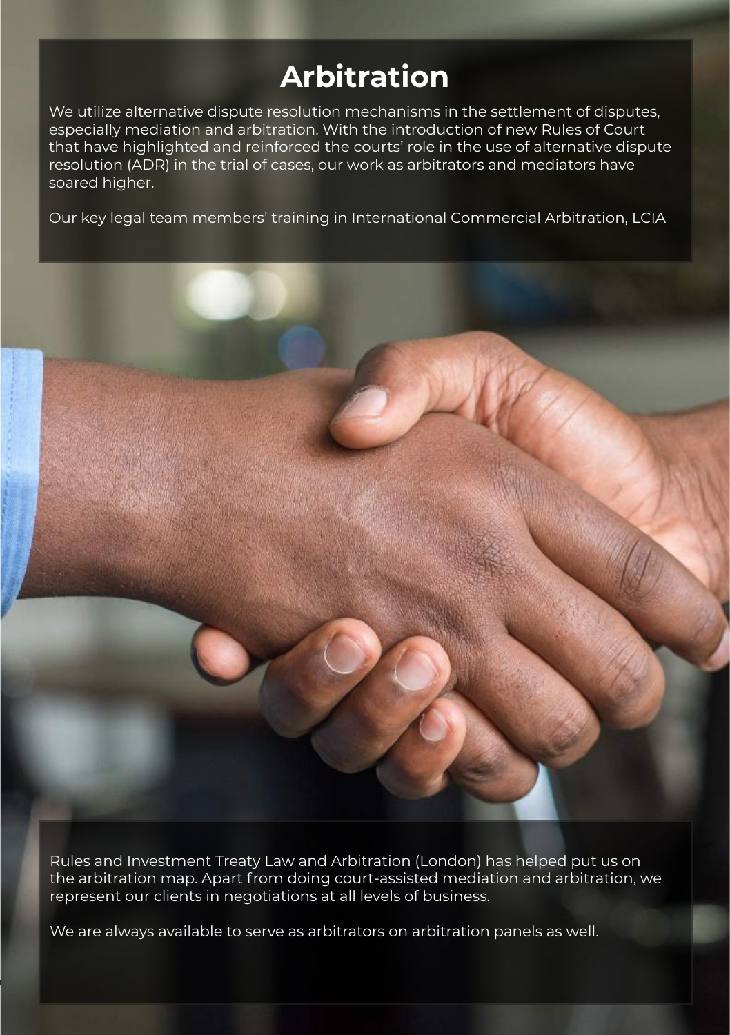# Arbitration

We utilize alternative dispute resolution mechanisms in the settlement of disputes, especially mediation and arbitration. With the introduction of new Rules of Court that have highlighted and reinforced the courts' role in the use of alternative dispute resolution (ADR) in the trial of cases, our work as arbitrators and mediators have soared higher.

Our key legal team members' training in International Commercial Arbitration, LCIA Rules and Investment Treaty Law and Arbitration (London) has helped put us on the arbitration map. Apart from doing court-assisted mediation and arbitration, we represent our clients in negotiations at all levels of business.

We are always available to serve as arbitrators on arbitration panels as well.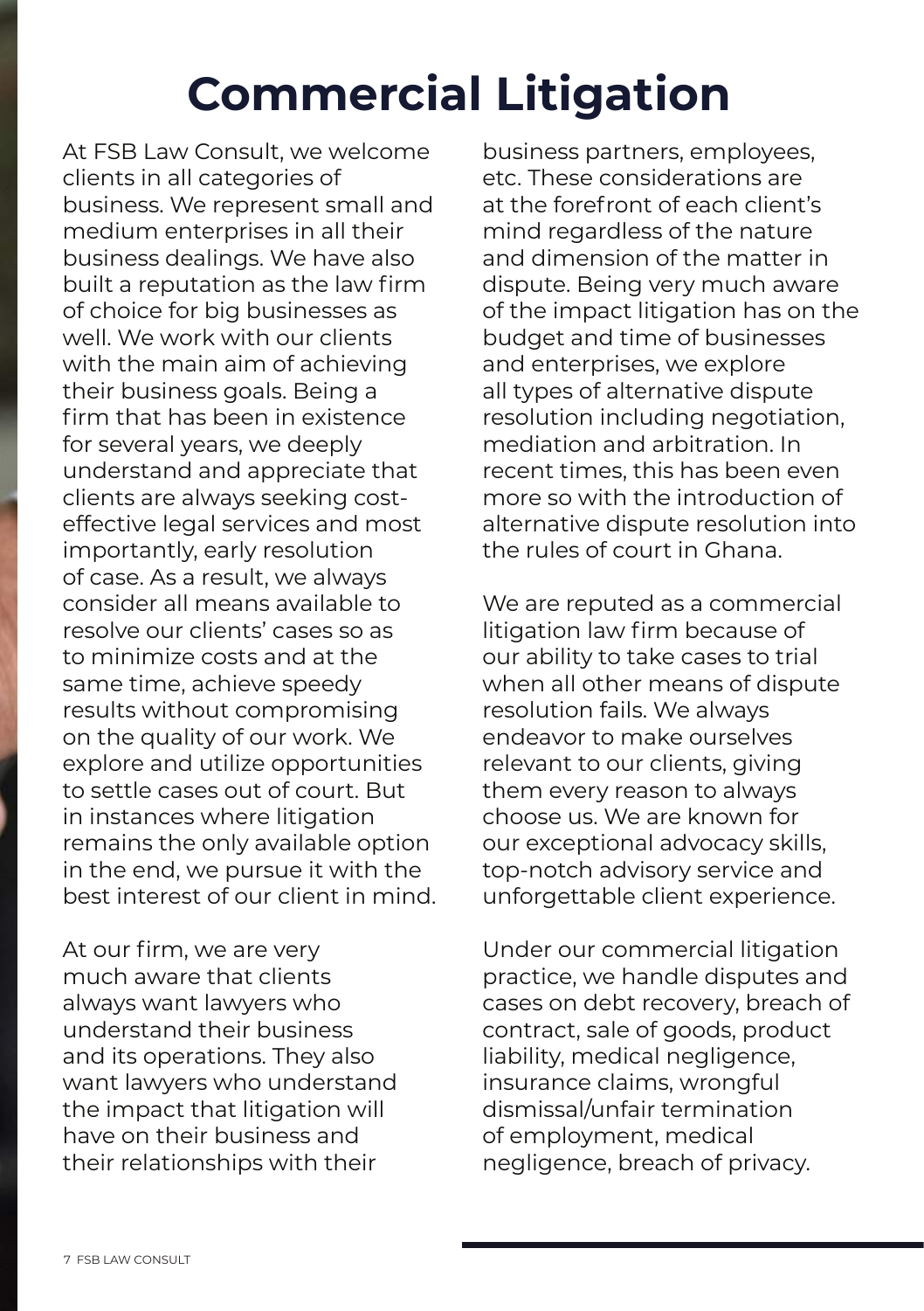# Commercial Litigation

At FSB Law Consult, we welcome clients in all categories of business. We represent small and medium enterprises in all their business dealings. We have also built a reputation as the law firm of choice for big businesses as well. We work with our clients with the main aim of achieving their business goals. Being a firm that has been in existence for several years, we deeply understand and appreciate that clients are always seeking cost-effective legal services and most importantly, early resolution of case. As a result, we always consider all means available to resolve our clients' cases so as to minimize costs and at the same time, achieve speedy results without compromising on the quality of our work. We explore and utilize opportunities to settle cases out of court. But in instances where litigation remains the only available option in the end, we pursue it with the best interest of our client in mind.

At our firm, we are very much aware that clients always want lawyers who understand their business and its operations. They also want lawyers who understand the impact that litigation will have on their business and their relationships with their business partners, employees, etc. These considerations are at the forefront of each client's mind regardless of the nature and dimension of the matter in dispute. Being very much aware of the impact litigation has on the budget and time of businesses and enterprises, we explore all types of alternative dispute resolution including negotiation, mediation and arbitration. In recent times, this has been even more so with the introduction of alternative dispute resolution into the rules of court in Ghana.

We are reputed as a commercial litigation law firm because of our ability to take cases to trial when all other means of dispute resolution fails. We always endeavor to make ourselves relevant to our clients, giving them every reason to always choose us. We are known for our exceptional advocacy skills, top-notch advisory service and unforgettable client experience.

Under our commercial litigation practice, we handle disputes and cases on debt recovery, breach of contract, sale of goods, product liability, medical negligence, insurance claims, wrongful dismissal/unfair termination of employment, medical negligence, breach of privacy.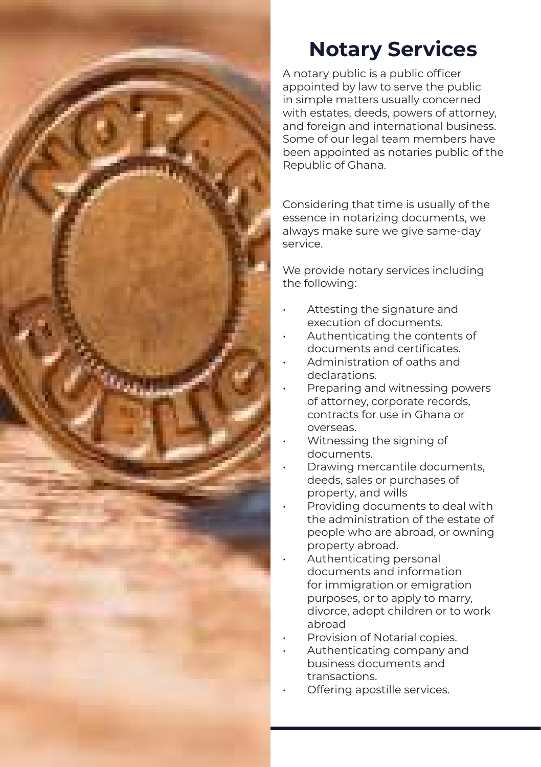# Notary Services

A notary public is a public officer appointed by law to serve the public in simple matters usually concerned with estates, deeds, powers of attorney, and foreign and international business. Some of our legal team members have been appointed as notaries public of the Republic of Ghana.

Considering that time is usually of the essence in notarizing documents, we always make sure we give same-day service.

We provide notary services including the following:

- Attesting the signature and execution of documents.
- Authenticating the contents of documents and certificates.
- Administration of oaths and declarations.
- Preparing and witnessing powers of attorney, corporate records, contracts for use in Ghana or overseas.
- Witnessing the signing of documents.
- Drawing mercantile documents, deeds, sales or purchases of property, and wills
- Providing documents to deal with the administration of the estate of people who are abroad, or owning property abroad.
- Authenticating personal documents and information for immigration or emigration purposes, or to apply to marry, divorce, adopt children or to work abroad
- Provision of Notarial copies.
- Authenticating company and business documents and transactions.
- Offering apostille services.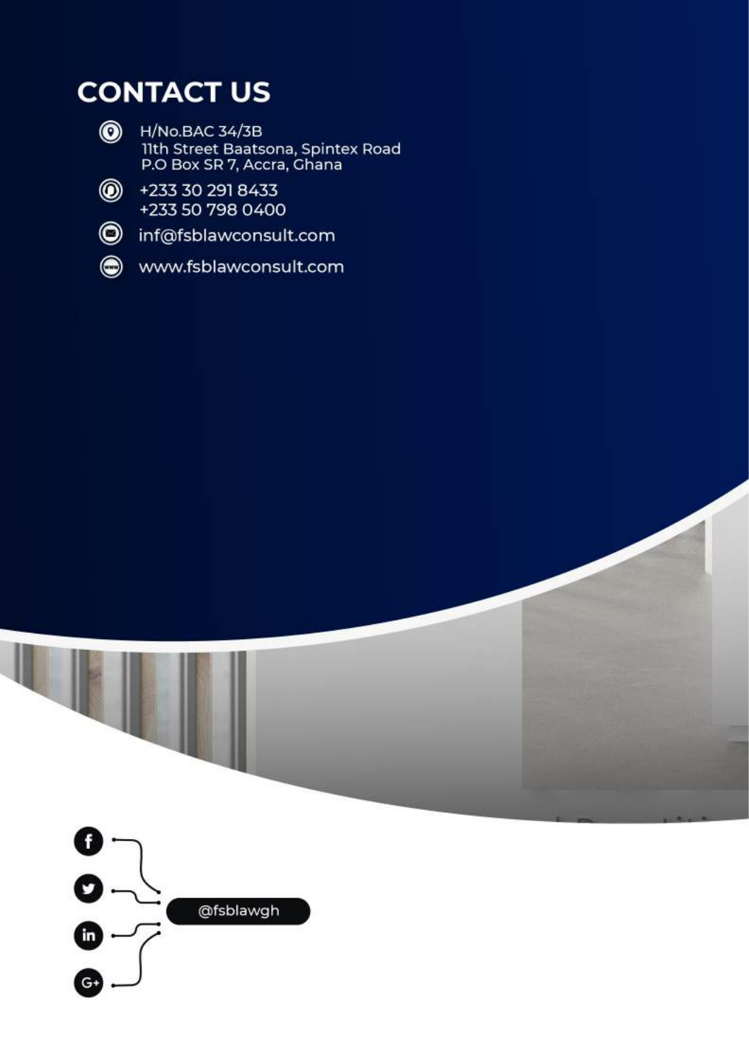# CONTACT US

H/No.BAC 34/3B
11th Street Baatsona, Spintex Road
P.O Box SR 7, Accra, Ghana

+233 30 291 8433
+233 50 798 0400

inf@fsblawconsult.com

www.fsblawconsult.com

@fsblawgh